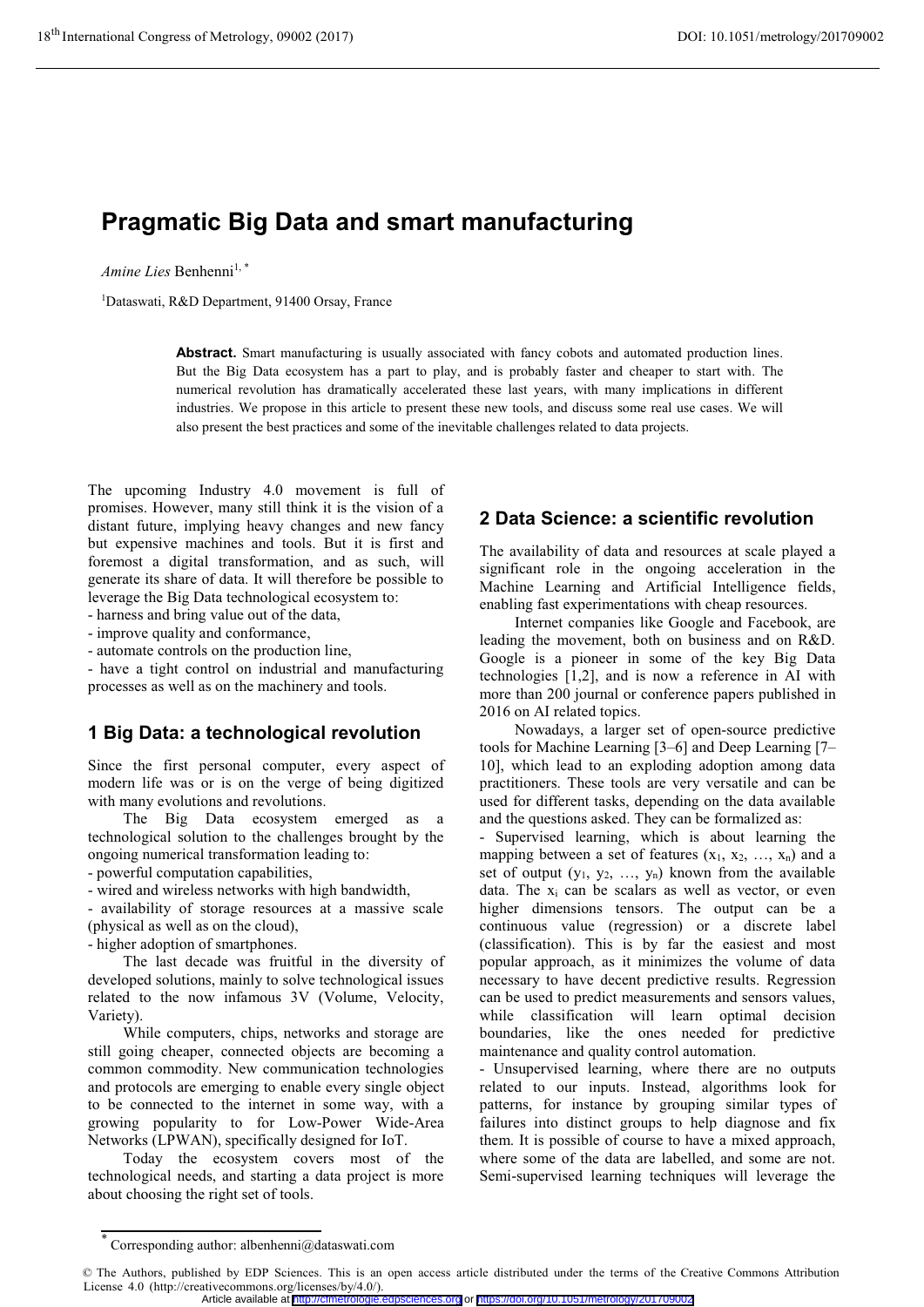# Pragmatic Big Data and smart manufacturing

*Amine Lies* Benhenni[1,*]

[1]Dataswati, R&D Department, 91400 Orsay, France

**Abstract.** Smart manufacturing is usually associated with fancy cobots and automated production lines. But the Big Data ecosystem has a part to play, and is probably faster and cheaper to start with. The numerical revolution has dramatically accelerated these last years, with many implications in different industries. We propose in this article to present these new tools, and discuss some real use cases. We will also present the best practices and some of the inevitable challenges related to data projects.

The upcoming Industry 4.0 movement is full of promises. However, many still think it is the vision of a distant future, implying heavy changes and new fancy but expensive machines and tools. But it is first and foremost a digital transformation, and as such, will generate its share of data. It will therefore be possible to leverage the Big Data technological ecosystem to:

- harness and bring value out of the data,
- improve quality and conformance,
- automate controls on the production line,
- have a tight control on industrial and manufacturing processes as well as on the machinery and tools.

## 1 Big Data: a technological revolution

Since the first personal computer, every aspect of modern life was or is on the verge of being digitized with many evolutions and revolutions.

The Big Data ecosystem emerged as a technological solution to the challenges brought by the ongoing numerical transformation leading to:

- powerful computation capabilities,
- wired and wireless networks with high bandwidth,
- availability of storage resources at a massive scale (physical as well as on the cloud),
- higher adoption of smartphones.

The last decade was fruitful in the diversity of developed solutions, mainly to solve technological issues related to the now infamous 3V (Volume, Velocity, Variety).

While computers, chips, networks and storage are still going cheaper, connected objects are becoming a common commodity. New communication technologies and protocols are emerging to enable every single object to be connected to the internet in some way, with a growing popularity to for Low-Power Wide-Area Networks (LPWAN), specifically designed for IoT.

Today the ecosystem covers most of the technological needs, and starting a data project is more about choosing the right set of tools.

## 2 Data Science: a scientific revolution

The availability of data and resources at scale played a significant role in the ongoing acceleration in the Machine Learning and Artificial Intelligence fields, enabling fast experimentations with cheap resources.

Internet companies like Google and Facebook, are leading the movement, both on business and on R&D. Google is a pioneer in some of the key Big Data technologies [1,2], and is now a reference in AI with more than 200 journal or conference papers published in 2016 on AI related topics.

Nowadays, a larger set of open-source predictive tools for Machine Learning [3–6] and Deep Learning [7–10], which lead to an exploding adoption among data practitioners. These tools are very versatile and can be used for different tasks, depending on the data available and the questions asked. They can be formalized as:

- Supervised learning, which is about learning the mapping between a set of features ($x_1$, $x_2$, …, $x_n$) and a set of output ($y_1$, $y_2$, …, $y_n$) known from the available data. The $x_i$ can be scalars as well as vector, or even higher dimensions tensors. The output can be a continuous value (regression) or a discrete label (classification). This is by far the easiest and most popular approach, as it minimizes the volume of data necessary to have decent predictive results. Regression can be used to predict measurements and sensors values, while classification will learn optimal decision boundaries, like the ones needed for predictive maintenance and quality control automation.
- Unsupervised learning, where there are no outputs related to our inputs. Instead, algorithms look for patterns, for instance by grouping similar types of failures into distinct groups to help diagnose and fix them. It is possible of course to have a mixed approach, where some of the data are labelled, and some are not. Semi-supervised learning techniques will leverage the

---

\* Corresponding author: albenhenni@dataswati.com

© The Authors, published by EDP Sciences. This is an open access article distributed under the terms of the Creative Commons Attribution License 4.0 (http://creativecommons.org/licenses/by/4.0/).
Article available at http://cfmetrologie.edpsciences.org or https://doi.org/10.1051/metrology/201709002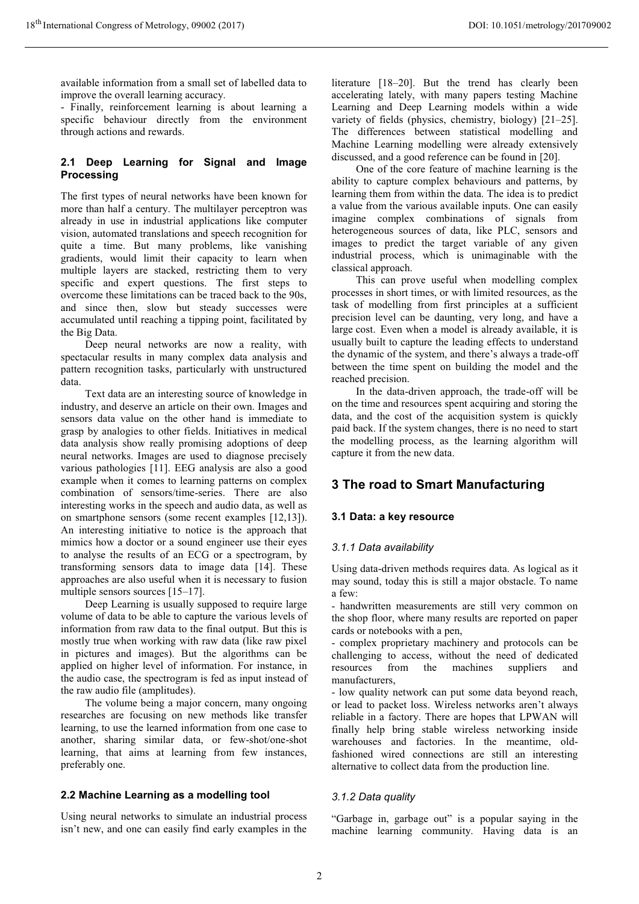available information from a small set of labelled data to improve the overall learning accuracy.

- Finally, reinforcement learning is about learning a specific behaviour directly from the environment through actions and rewards.

### 2.1 Deep Learning for Signal and Image Processing

The first types of neural networks have been known for more than half a century. The multilayer perceptron was already in use in industrial applications like computer vision, automated translations and speech recognition for quite a time. But many problems, like vanishing gradients, would limit their capacity to learn when multiple layers are stacked, restricting them to very specific and expert questions. The first steps to overcome these limitations can be traced back to the 90s, and since then, slow but steady successes were accumulated until reaching a tipping point, facilitated by the Big Data.

Deep neural networks are now a reality, with spectacular results in many complex data analysis and pattern recognition tasks, particularly with unstructured data.

Text data are an interesting source of knowledge in industry, and deserve an article on their own. Images and sensors data value on the other hand is immediate to grasp by analogies to other fields. Initiatives in medical data analysis show really promising adoptions of deep neural networks. Images are used to diagnose precisely various pathologies [11]. EEG analysis are also a good example when it comes to learning patterns on complex combination of sensors/time-series. There are also interesting works in the speech and audio data, as well as on smartphone sensors (some recent examples [12,13]). An interesting initiative to notice is the approach that mimics how a doctor or a sound engineer use their eyes to analyse the results of an ECG or a spectrogram, by transforming sensors data to image data [14]. These approaches are also useful when it is necessary to fusion multiple sensors sources [15–17].

Deep Learning is usually supposed to require large volume of data to be able to capture the various levels of information from raw data to the final output. But this is mostly true when working with raw data (like raw pixel in pictures and images). But the algorithms can be applied on higher level of information. For instance, in the audio case, the spectrogram is fed as input instead of the raw audio file (amplitudes).

The volume being a major concern, many ongoing researches are focusing on new methods like transfer learning, to use the learned information from one case to another, sharing similar data, or few-shot/one-shot learning, that aims at learning from few instances, preferably one.

### 2.2 Machine Learning as a modelling tool

Using neural networks to simulate an industrial process isn't new, and one can easily find early examples in the literature [18–20]. But the trend has clearly been accelerating lately, with many papers testing Machine Learning and Deep Learning models within a wide variety of fields (physics, chemistry, biology) [21–25]. The differences between statistical modelling and Machine Learning modelling were already extensively discussed, and a good reference can be found in [20].

One of the core feature of machine learning is the ability to capture complex behaviours and patterns, by learning them from within the data. The idea is to predict a value from the various available inputs. One can easily imagine complex combinations of signals from heterogeneous sources of data, like PLC, sensors and images to predict the target variable of any given industrial process, which is unimaginable with the classical approach.

This can prove useful when modelling complex processes in short times, or with limited resources, as the task of modelling from first principles at a sufficient precision level can be daunting, very long, and have a large cost. Even when a model is already available, it is usually built to capture the leading effects to understand the dynamic of the system, and there's always a trade-off between the time spent on building the model and the reached precision.

In the data-driven approach, the trade-off will be on the time and resources spent acquiring and storing the data, and the cost of the acquisition system is quickly paid back. If the system changes, there is no need to start the modelling process, as the learning algorithm will capture it from the new data.

## 3 The road to Smart Manufacturing

### 3.1 Data: a key resource

#### *3.1.1 Data availability*

Using data-driven methods requires data. As logical as it may sound, today this is still a major obstacle. To name a few:

- handwritten measurements are still very common on the shop floor, where many results are reported on paper cards or notebooks with a pen,
- complex proprietary machinery and protocols can be challenging to access, without the need of dedicated resources from the machines suppliers and manufacturers,
- low quality network can put some data beyond reach, or lead to packet loss. Wireless networks aren't always reliable in a factory. There are hopes that LPWAN will finally help bring stable wireless networking inside warehouses and factories. In the meantime, old-fashioned wired connections are still an interesting alternative to collect data from the production line.

#### *3.1.2 Data quality*

"Garbage in, garbage out" is a popular saying in the machine learning community. Having data is an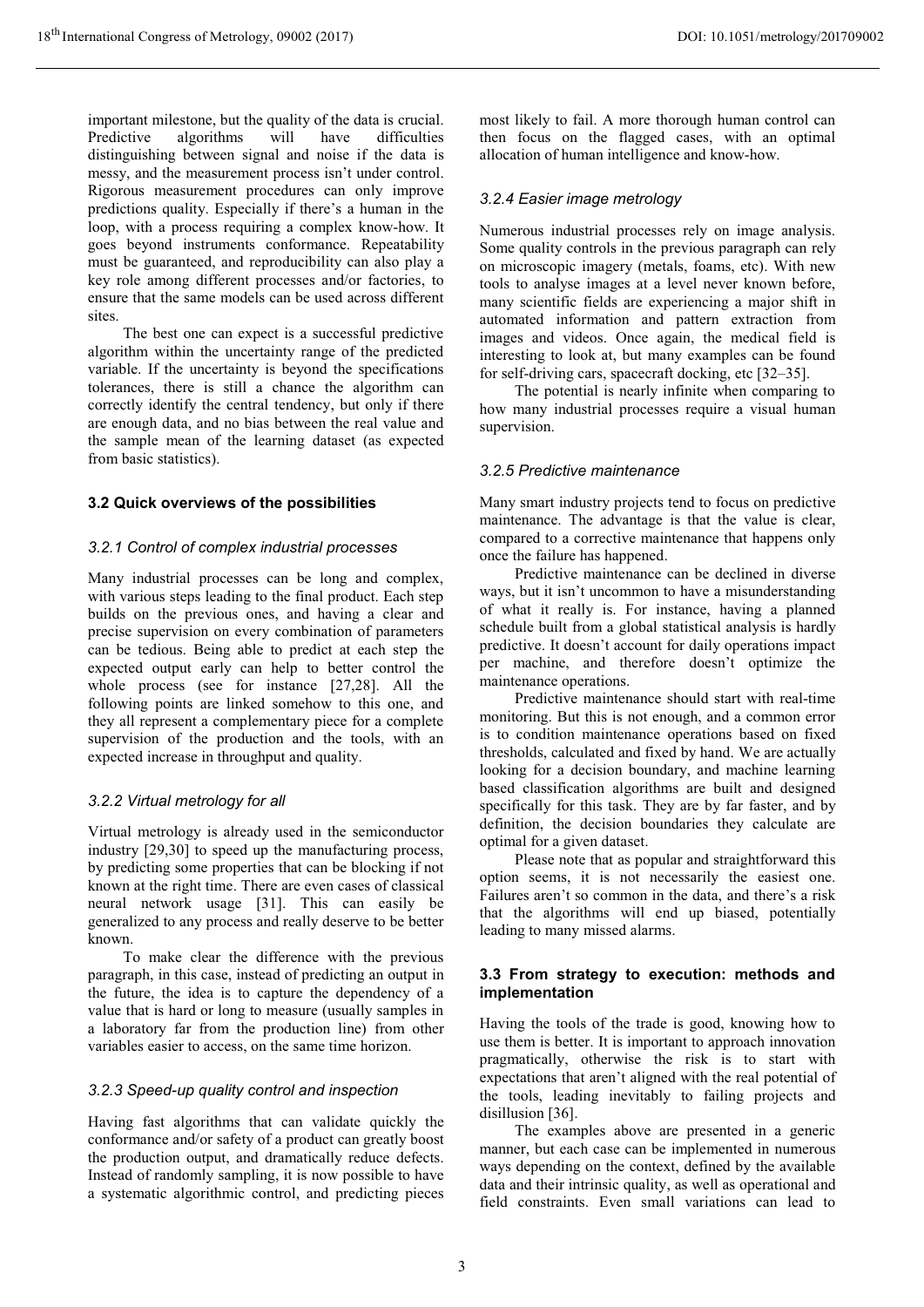important milestone, but the quality of the data is crucial. Predictive algorithms will have difficulties distinguishing between signal and noise if the data is messy, and the measurement process isn't under control. Rigorous measurement procedures can only improve predictions quality. Especially if there's a human in the loop, with a process requiring a complex know-how. It goes beyond instruments conformance. Repeatability must be guaranteed, and reproducibility can also play a key role among different processes and/or factories, to ensure that the same models can be used across different sites.

The best one can expect is a successful predictive algorithm within the uncertainty range of the predicted variable. If the uncertainty is beyond the specifications tolerances, there is still a chance the algorithm can correctly identify the central tendency, but only if there are enough data, and no bias between the real value and the sample mean of the learning dataset (as expected from basic statistics).

### 3.2 Quick overviews of the possibilities

#### *3.2.1 Control of complex industrial processes*

Many industrial processes can be long and complex, with various steps leading to the final product. Each step builds on the previous ones, and having a clear and precise supervision on every combination of parameters can be tedious. Being able to predict at each step the expected output early can help to better control the whole process (see for instance [27,28]. All the following points are linked somehow to this one, and they all represent a complementary piece for a complete supervision of the production and the tools, with an expected increase in throughput and quality.

#### *3.2.2 Virtual metrology for all*

Virtual metrology is already used in the semiconductor industry [29,30] to speed up the manufacturing process, by predicting some properties that can be blocking if not known at the right time. There are even cases of classical neural network usage [31]. This can easily be generalized to any process and really deserve to be better known.

To make clear the difference with the previous paragraph, in this case, instead of predicting an output in the future, the idea is to capture the dependency of a value that is hard or long to measure (usually samples in a laboratory far from the production line) from other variables easier to access, on the same time horizon.

#### *3.2.3 Speed-up quality control and inspection*

Having fast algorithms that can validate quickly the conformance and/or safety of a product can greatly boost the production output, and dramatically reduce defects. Instead of randomly sampling, it is now possible to have a systematic algorithmic control, and predicting pieces most likely to fail. A more thorough human control can then focus on the flagged cases, with an optimal allocation of human intelligence and know-how.

#### *3.2.4 Easier image metrology*

Numerous industrial processes rely on image analysis. Some quality controls in the previous paragraph can rely on microscopic imagery (metals, foams, etc). With new tools to analyse images at a level never known before, many scientific fields are experiencing a major shift in automated information and pattern extraction from images and videos. Once again, the medical field is interesting to look at, but many examples can be found for self-driving cars, spacecraft docking, etc [32–35].

The potential is nearly infinite when comparing to how many industrial processes require a visual human supervision.

#### *3.2.5 Predictive maintenance*

Many smart industry projects tend to focus on predictive maintenance. The advantage is that the value is clear, compared to a corrective maintenance that happens only once the failure has happened.

Predictive maintenance can be declined in diverse ways, but it isn't uncommon to have a misunderstanding of what it really is. For instance, having a planned schedule built from a global statistical analysis is hardly predictive. It doesn't account for daily operations impact per machine, and therefore doesn't optimize the maintenance operations.

Predictive maintenance should start with real-time monitoring. But this is not enough, and a common error is to condition maintenance operations based on fixed thresholds, calculated and fixed by hand. We are actually looking for a decision boundary, and machine learning based classification algorithms are built and designed specifically for this task. They are by far faster, and by definition, the decision boundaries they calculate are optimal for a given dataset.

Please note that as popular and straightforward this option seems, it is not necessarily the easiest one. Failures aren't so common in the data, and there's a risk that the algorithms will end up biased, potentially leading to many missed alarms.

### 3.3 From strategy to execution: methods and implementation

Having the tools of the trade is good, knowing how to use them is better. It is important to approach innovation pragmatically, otherwise the risk is to start with expectations that aren't aligned with the real potential of the tools, leading inevitably to failing projects and disillusion [36].

The examples above are presented in a generic manner, but each case can be implemented in numerous ways depending on the context, defined by the available data and their intrinsic quality, as well as operational and field constraints. Even small variations can lead to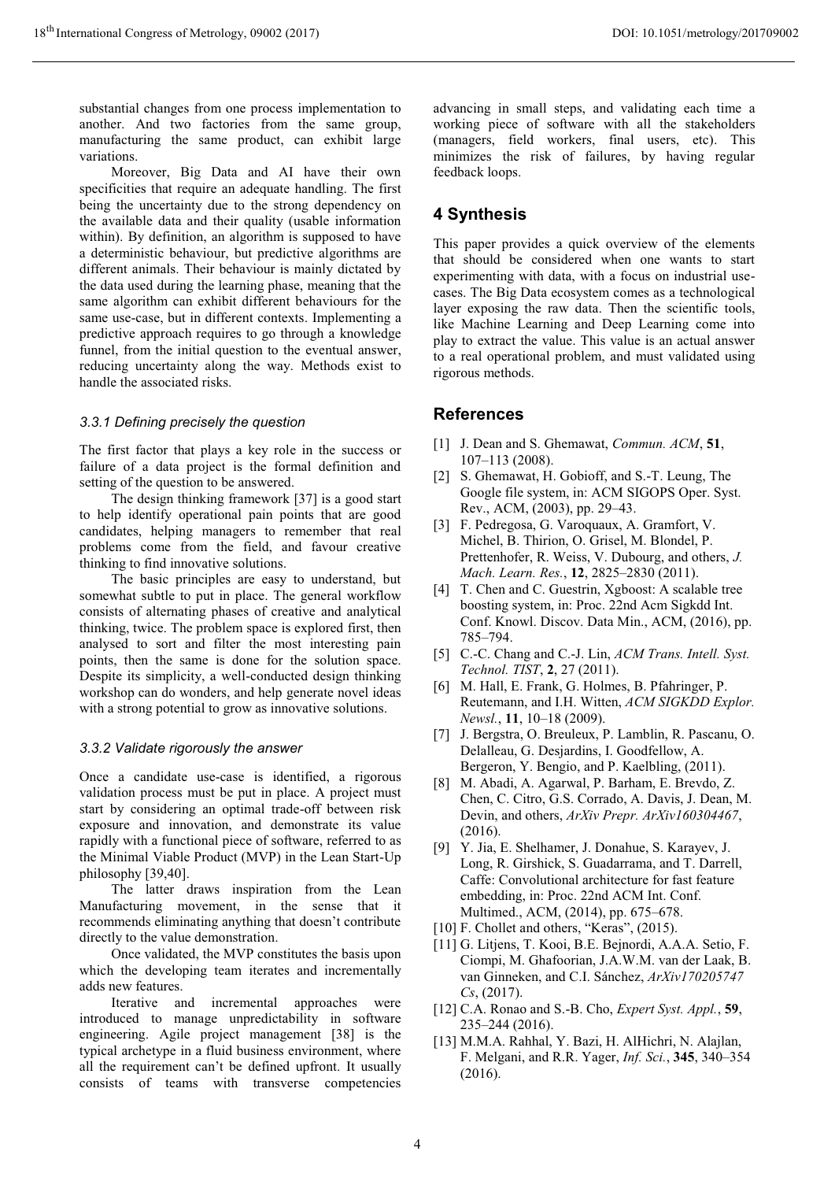substantial changes from one process implementation to another. And two factories from the same group, manufacturing the same product, can exhibit large variations.

Moreover, Big Data and AI have their own specificities that require an adequate handling. The first being the uncertainty due to the strong dependency on the available data and their quality (usable information within). By definition, an algorithm is supposed to have a deterministic behaviour, but predictive algorithms are different animals. Their behaviour is mainly dictated by the data used during the learning phase, meaning that the same algorithm can exhibit different behaviours for the same use-case, but in different contexts. Implementing a predictive approach requires to go through a knowledge funnel, from the initial question to the eventual answer, reducing uncertainty along the way. Methods exist to handle the associated risks.

### *3.3.1 Defining precisely the question*

The first factor that plays a key role in the success or failure of a data project is the formal definition and setting of the question to be answered.

The design thinking framework [37] is a good start to help identify operational pain points that are good candidates, helping managers to remember that real problems come from the field, and favour creative thinking to find innovative solutions.

The basic principles are easy to understand, but somewhat subtle to put in place. The general workflow consists of alternating phases of creative and analytical thinking, twice. The problem space is explored first, then analysed to sort and filter the most interesting pain points, then the same is done for the solution space. Despite its simplicity, a well-conducted design thinking workshop can do wonders, and help generate novel ideas with a strong potential to grow as innovative solutions.

### *3.3.2 Validate rigorously the answer*

Once a candidate use-case is identified, a rigorous validation process must be put in place. A project must start by considering an optimal trade-off between risk exposure and innovation, and demonstrate its value rapidly with a functional piece of software, referred to as the Minimal Viable Product (MVP) in the Lean Start-Up philosophy [39,40].

The latter draws inspiration from the Lean Manufacturing movement, in the sense that it recommends eliminating anything that doesn't contribute directly to the value demonstration.

Once validated, the MVP constitutes the basis upon which the developing team iterates and incrementally adds new features.

Iterative and incremental approaches were introduced to manage unpredictability in software engineering. Agile project management [38] is the typical archetype in a fluid business environment, where all the requirement can't be defined upfront. It usually consists of teams with transverse competencies advancing in small steps, and validating each time a working piece of software with all the stakeholders (managers, field workers, final users, etc). This minimizes the risk of failures, by having regular feedback loops.

## 4 Synthesis

This paper provides a quick overview of the elements that should be considered when one wants to start experimenting with data, with a focus on industrial use-cases. The Big Data ecosystem comes as a technological layer exposing the raw data. Then the scientific tools, like Machine Learning and Deep Learning come into play to extract the value. This value is an actual answer to a real operational problem, and must validated using rigorous methods.

## References

[1] J. Dean and S. Ghemawat, *Commun. ACM*, **51**, 107–113 (2008).

[2] S. Ghemawat, H. Gobioff, and S.-T. Leung, The Google file system, in: ACM SIGOPS Oper. Syst. Rev., ACM, (2003), pp. 29–43.

[3] F. Pedregosa, G. Varoquaux, A. Gramfort, V. Michel, B. Thirion, O. Grisel, M. Blondel, P. Prettenhofer, R. Weiss, V. Dubourg, and others, *J. Mach. Learn. Res.*, **12**, 2825–2830 (2011).

[4] T. Chen and C. Guestrin, Xgboost: A scalable tree boosting system, in: Proc. 22nd Acm Sigkdd Int. Conf. Knowl. Discov. Data Min., ACM, (2016), pp. 785–794.

[5] C.-C. Chang and C.-J. Lin, *ACM Trans. Intell. Syst. Technol. TIST*, **2**, 27 (2011).

[6] M. Hall, E. Frank, G. Holmes, B. Pfahringer, P. Reutemann, and I.H. Witten, *ACM SIGKDD Explor. Newsl.*, **11**, 10–18 (2009).

[7] J. Bergstra, O. Breuleux, P. Lamblin, R. Pascanu, O. Delalleau, G. Desjardins, I. Goodfellow, A. Bergeron, Y. Bengio, and P. Kaelbling, (2011).

[8] M. Abadi, A. Agarwal, P. Barham, E. Brevdo, Z. Chen, C. Citro, G.S. Corrado, A. Davis, J. Dean, M. Devin, and others, *ArXiv Prepr. ArXiv160304467*, (2016).

[9] Y. Jia, E. Shelhamer, J. Donahue, S. Karayev, J. Long, R. Girshick, S. Guadarrama, and T. Darrell, Caffe: Convolutional architecture for fast feature embedding, in: Proc. 22nd ACM Int. Conf. Multimed., ACM, (2014), pp. 675–678.

[10] F. Chollet and others, "Keras", (2015).

[11] G. Litjens, T. Kooi, B.E. Bejnordi, A.A.A. Setio, F. Ciompi, M. Ghafoorian, J.A.W.M. van der Laak, B. van Ginneken, and C.I. Sánchez, *ArXiv170205747 Cs*, (2017).

[12] C.A. Ronao and S.-B. Cho, *Expert Syst. Appl.*, **59**, 235–244 (2016).

[13] M.M.A. Rahhal, Y. Bazi, H. AlHichri, N. Alajlan, F. Melgani, and R.R. Yager, *Inf. Sci.*, **345**, 340–354 (2016).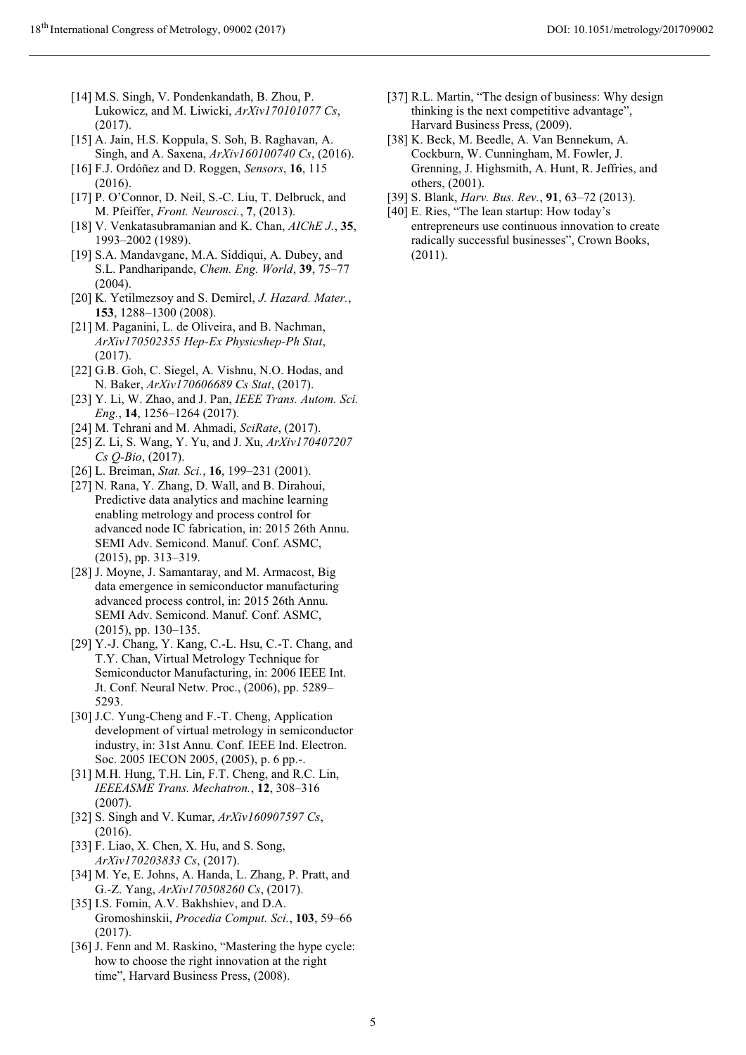[14] M.S. Singh, V. Pondenkandath, B. Zhou, P. Lukowicz, and M. Liwicki, *ArXiv170101077 Cs*, (2017).

[15] A. Jain, H.S. Koppula, S. Soh, B. Raghavan, A. Singh, and A. Saxena, *ArXiv160100740 Cs*, (2016).

[16] F.J. Ordóñez and D. Roggen, *Sensors*, **16**, 115 (2016).

[17] P. O'Connor, D. Neil, S.-C. Liu, T. Delbruck, and M. Pfeiffer, *Front. Neurosci.*, **7**, (2013).

[18] V. Venkatasubramanian and K. Chan, *AIChE J.*, **35**, 1993–2002 (1989).

[19] S.A. Mandavgane, M.A. Siddiqui, A. Dubey, and S.L. Pandharipande, *Chem. Eng. World*, **39**, 75–77 (2004).

[20] K. Yetilmezsoy and S. Demirel, *J. Hazard. Mater.*, **153**, 1288–1300 (2008).

[21] M. Paganini, L. de Oliveira, and B. Nachman, *ArXiv170502355 Hep-Ex Physicshep-Ph Stat*, (2017).

[22] G.B. Goh, C. Siegel, A. Vishnu, N.O. Hodas, and N. Baker, *ArXiv170606689 Cs Stat*, (2017).

[23] Y. Li, W. Zhao, and J. Pan, *IEEE Trans. Autom. Sci. Eng.*, **14**, 1256–1264 (2017).

[24] M. Tehrani and M. Ahmadi, *SciRate*, (2017).

[25] Z. Li, S. Wang, Y. Yu, and J. Xu, *ArXiv170407207 Cs Q-Bio*, (2017).

[26] L. Breiman, *Stat. Sci.*, **16**, 199–231 (2001).

[27] N. Rana, Y. Zhang, D. Wall, and B. Dirahoui, Predictive data analytics and machine learning enabling metrology and process control for advanced node IC fabrication, in: 2015 26th Annu. SEMI Adv. Semicond. Manuf. Conf. ASMC, (2015), pp. 313–319.

[28] J. Moyne, J. Samantaray, and M. Armacost, Big data emergence in semiconductor manufacturing advanced process control, in: 2015 26th Annu. SEMI Adv. Semicond. Manuf. Conf. ASMC, (2015), pp. 130–135.

[29] Y.-J. Chang, Y. Kang, C.-L. Hsu, C.-T. Chang, and T.Y. Chan, Virtual Metrology Technique for Semiconductor Manufacturing, in: 2006 IEEE Int. Jt. Conf. Neural Netw. Proc., (2006), pp. 5289–5293.

[30] J.C. Yung-Cheng and F.-T. Cheng, Application development of virtual metrology in semiconductor industry, in: 31st Annu. Conf. IEEE Ind. Electron. Soc. 2005 IECON 2005, (2005), p. 6 pp.-.

[31] M.H. Hung, T.H. Lin, F.T. Cheng, and R.C. Lin, *IEEEASME Trans. Mechatron.*, **12**, 308–316 (2007).

[32] S. Singh and V. Kumar, *ArXiv160907597 Cs*, (2016).

[33] F. Liao, X. Chen, X. Hu, and S. Song, *ArXiv170203833 Cs*, (2017).

[34] M. Ye, E. Johns, A. Handa, L. Zhang, P. Pratt, and G.-Z. Yang, *ArXiv170508260 Cs*, (2017).

[35] I.S. Fomin, A.V. Bakhshiev, and D.A. Gromoshinskii, *Procedia Comput. Sci.*, **103**, 59–66 (2017).

[36] J. Fenn and M. Raskino, "Mastering the hype cycle: how to choose the right innovation at the right time", Harvard Business Press, (2008).

[37] R.L. Martin, "The design of business: Why design thinking is the next competitive advantage", Harvard Business Press, (2009).

[38] K. Beck, M. Beedle, A. Van Bennekum, A. Cockburn, W. Cunningham, M. Fowler, J. Grenning, J. Highsmith, A. Hunt, R. Jeffries, and others, (2001).

[39] S. Blank, *Harv. Bus. Rev.*, **91**, 63–72 (2013).

[40] E. Ries, "The lean startup: How today's entrepreneurs use continuous innovation to create radically successful businesses", Crown Books, (2011).